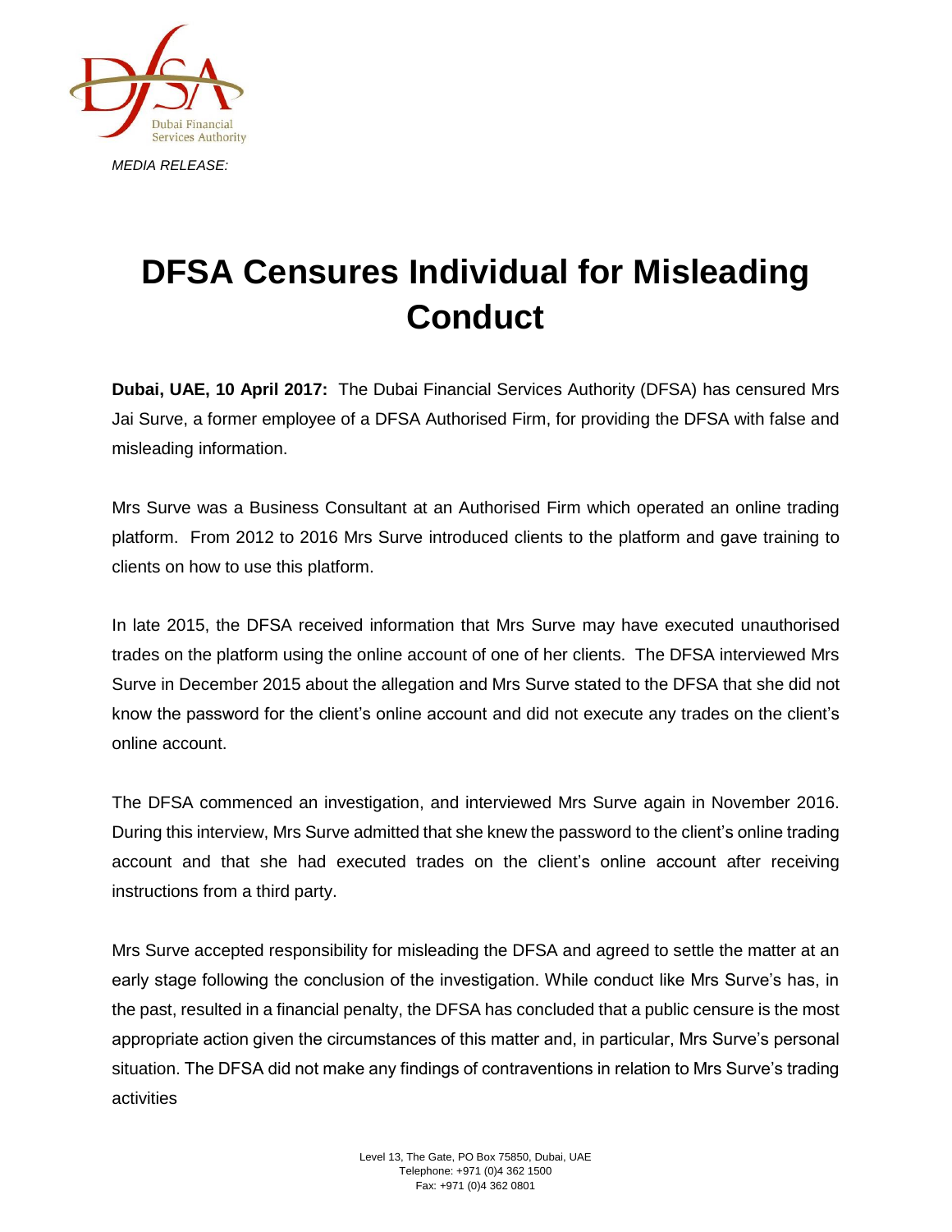Dubai Financial Services Authority

*MEDIA RELEASE:*

# DFSA Censures Individual for Misleading Conduct

**Dubai, UAE, 10 April 2017:** The Dubai Financial Services Authority (DFSA) has censured Mrs Jai Surve, a former employee of a DFSA Authorised Firm, for providing the DFSA with false and misleading information.

Mrs Surve was a Business Consultant at an Authorised Firm which operated an online trading platform. From 2012 to 2016 Mrs Surve introduced clients to the platform and gave training to clients on how to use this platform.

In late 2015, the DFSA received information that Mrs Surve may have executed unauthorised trades on the platform using the online account of one of her clients. The DFSA interviewed Mrs Surve in December 2015 about the allegation and Mrs Surve stated to the DFSA that she did not know the password for the client's online account and did not execute any trades on the client's online account.

The DFSA commenced an investigation, and interviewed Mrs Surve again in November 2016. During this interview, Mrs Surve admitted that she knew the password to the client's online trading account and that she had executed trades on the client's online account after receiving instructions from a third party.

Mrs Surve accepted responsibility for misleading the DFSA and agreed to settle the matter at an early stage following the conclusion of the investigation. While conduct like Mrs Surve's has, in the past, resulted in a financial penalty, the DFSA has concluded that a public censure is the most appropriate action given the circumstances of this matter and, in particular, Mrs Surve's personal situation. The DFSA did not make any findings of contraventions in relation to Mrs Surve's trading activities

Level 13, The Gate, PO Box 75850, Dubai, UAE
Telephone: +971 (0)4 362 1500
Fax: +971 (0)4 362 0801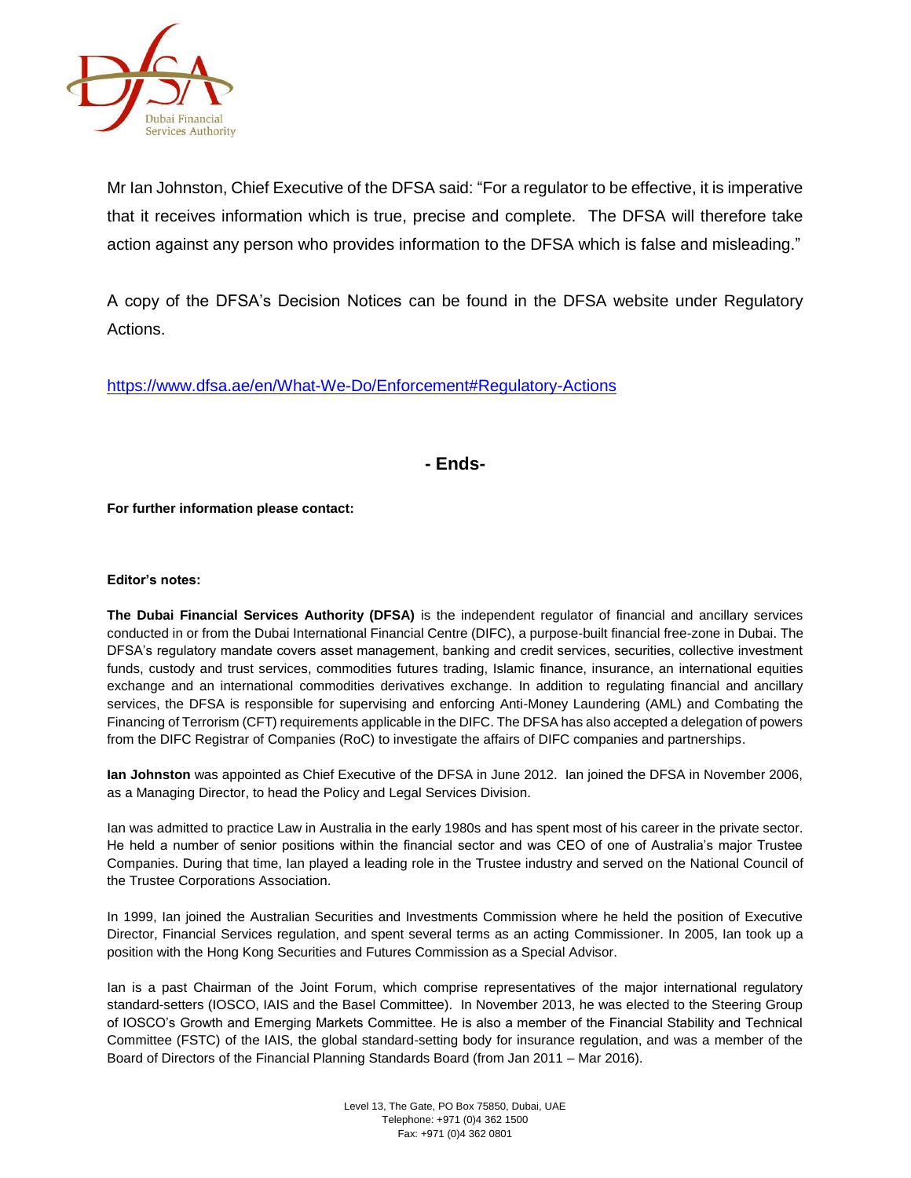Mr Ian Johnston, Chief Executive of the DFSA said: "For a regulator to be effective, it is imperative that it receives information which is true, precise and complete. The DFSA will therefore take action against any person who provides information to the DFSA which is false and misleading."

A copy of the DFSA's Decision Notices can be found in the DFSA website under Regulatory Actions.

https://www.dfsa.ae/en/What-We-Do/Enforcement#Regulatory-Actions

**- Ends-**

**For further information please contact:**

**Editor's notes:**

**The Dubai Financial Services Authority (DFSA)** is the independent regulator of financial and ancillary services conducted in or from the Dubai International Financial Centre (DIFC), a purpose-built financial free-zone in Dubai. The DFSA's regulatory mandate covers asset management, banking and credit services, securities, collective investment funds, custody and trust services, commodities futures trading, Islamic finance, insurance, an international equities exchange and an international commodities derivatives exchange. In addition to regulating financial and ancillary services, the DFSA is responsible for supervising and enforcing Anti-Money Laundering (AML) and Combating the Financing of Terrorism (CFT) requirements applicable in the DIFC. The DFSA has also accepted a delegation of powers from the DIFC Registrar of Companies (RoC) to investigate the affairs of DIFC companies and partnerships.

**Ian Johnston** was appointed as Chief Executive of the DFSA in June 2012. Ian joined the DFSA in November 2006, as a Managing Director, to head the Policy and Legal Services Division.

Ian was admitted to practice Law in Australia in the early 1980s and has spent most of his career in the private sector. He held a number of senior positions within the financial sector and was CEO of one of Australia's major Trustee Companies. During that time, Ian played a leading role in the Trustee industry and served on the National Council of the Trustee Corporations Association.

In 1999, Ian joined the Australian Securities and Investments Commission where he held the position of Executive Director, Financial Services regulation, and spent several terms as an acting Commissioner. In 2005, Ian took up a position with the Hong Kong Securities and Futures Commission as a Special Advisor.

Ian is a past Chairman of the Joint Forum, which comprise representatives of the major international regulatory standard-setters (IOSCO, IAIS and the Basel Committee). In November 2013, he was elected to the Steering Group of IOSCO's Growth and Emerging Markets Committee. He is also a member of the Financial Stability and Technical Committee (FSTC) of the IAIS, the global standard-setting body for insurance regulation, and was a member of the Board of Directors of the Financial Planning Standards Board (from Jan 2011 – Mar 2016).

Level 13, The Gate, PO Box 75850, Dubai, UAE
Telephone: +971 (0)4 362 1500
Fax: +971 (0)4 362 0801